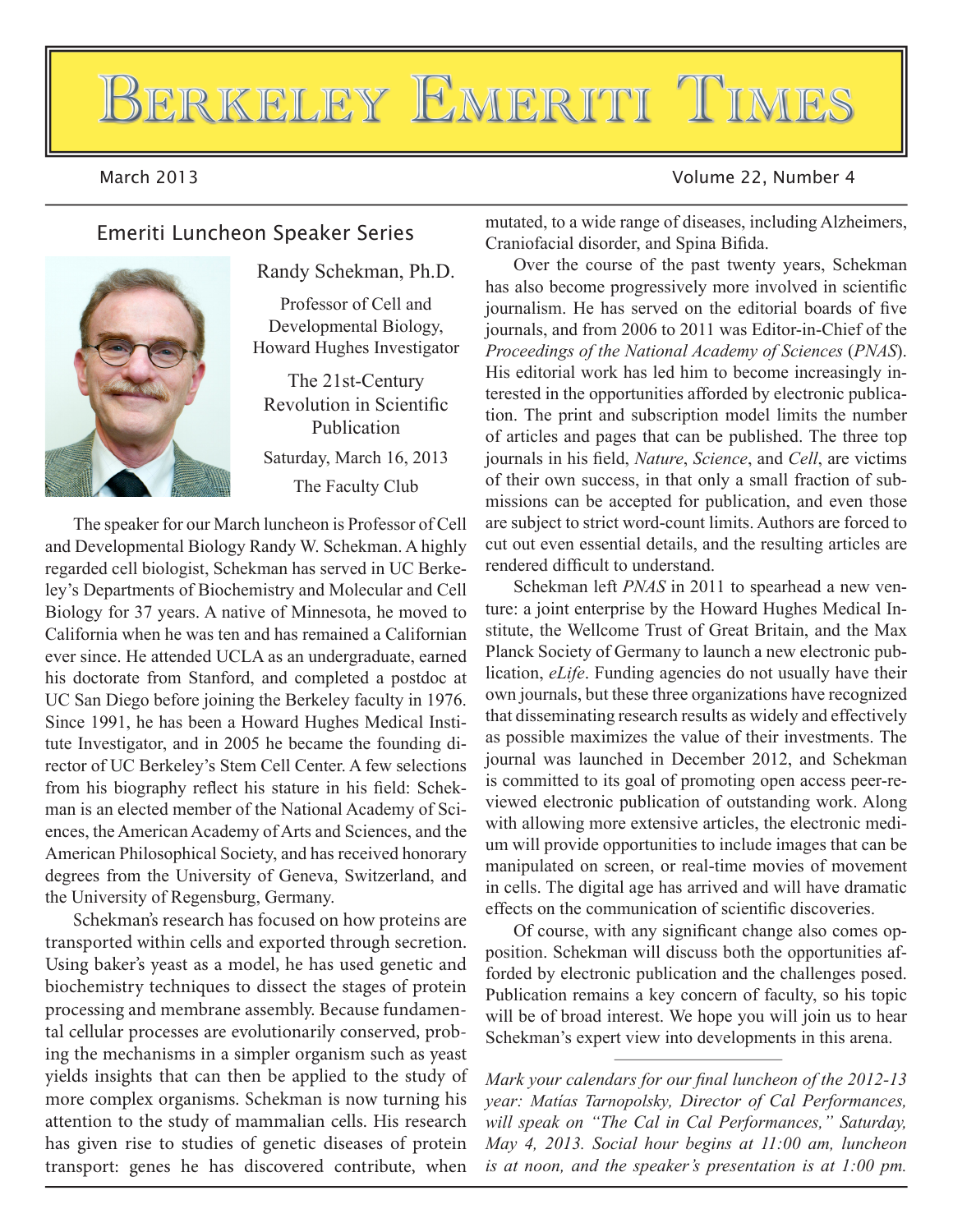# Berkeley Emeriti Times

March 2013 Volume 22, Number 4

## Emeriti Luncheon Speaker Series

**Randy Schekman, Ph.D.**

Professor of Cell and Developmental Biology, Howard Hughes Investigator

**The 21st-Century Revolution in Scientific Publication**

Saturday, March 16, 2013

The Faculty Club

The speaker for our March luncheon is Professor of Cell and Developmental Biology Randy W. Schekman. A highly regarded cell biologist, Schekman has served in UC Berkeley's Departments of Biochemistry and Molecular and Cell Biology for 37 years. A native of Minnesota, he moved to California when he was ten and has remained a Californian ever since. He attended UCLA as an undergraduate, earned his doctorate from Stanford, and completed a postdoc at UC San Diego before joining the Berkeley faculty in 1976. Since 1991, he has been a Howard Hughes Medical Institute Investigator, and in 2005 he became the founding director of UC Berkeley's Stem Cell Center. A few selections from his biography reflect his stature in his field: Schekman is an elected member of the National Academy of Sciences, the American Academy of Arts and Sciences, and the American Philosophical Society, and has received honorary degrees from the University of Geneva, Switzerland, and the University of Regensburg, Germany.

Schekman's research has focused on how proteins are transported within cells and exported through secretion. Using baker's yeast as a model, he has used genetic and biochemistry techniques to dissect the stages of protein processing and membrane assembly. Because fundamental cellular processes are evolutionarily conserved, probing the mechanisms in a simpler organism such as yeast yields insights that can then be applied to the study of more complex organisms. Schekman is now turning his attention to the study of mammalian cells. His research has given rise to studies of genetic diseases of protein transport: genes he has discovered contribute, when mutated, to a wide range of diseases, including Alzheimers, Craniofacial disorder, and Spina Bifida.

Over the course of the past twenty years, Schekman has also become progressively more involved in scientific journalism. He has served on the editorial boards of five journals, and from 2006 to 2011 was Editor-in-Chief of the *Proceedings of the National Academy of Sciences* (*PNAS*). His editorial work has led him to become increasingly interested in the opportunities afforded by electronic publication. The print and subscription model limits the number of articles and pages that can be published. The three top journals in his field, *Nature*, *Science*, and *Cell*, are victims of their own success, in that only a small fraction of submissions can be accepted for publication, and even those are subject to strict word-count limits. Authors are forced to cut out even essential details, and the resulting articles are rendered difficult to understand.

Schekman left *PNAS* in 2011 to spearhead a new venture: a joint enterprise by the Howard Hughes Medical Institute, the Wellcome Trust of Great Britain, and the Max Planck Society of Germany to launch a new electronic publication, *eLife*. Funding agencies do not usually have their own journals, but these three organizations have recognized that disseminating research results as widely and effectively as possible maximizes the value of their investments. The journal was launched in December 2012, and Schekman is committed to its goal of promoting open access peer-reviewed electronic publication of outstanding work. Along with allowing more extensive articles, the electronic medium will provide opportunities to include images that can be manipulated on screen, or real-time movies of movement in cells. The digital age has arrived and will have dramatic effects on the communication of scientific discoveries.

Of course, with any significant change also comes opposition. Schekman will discuss both the opportunities afforded by electronic publication and the challenges posed. Publication remains a key concern of faculty, so his topic will be of broad interest. We hope you will join us to hear Schekman's expert view into developments in this arena.

---

*Mark your calendars for our final luncheon of the 2012-13 year: Matías Tarnopolsky, Director of Cal Performances, will speak on "The Cal in Cal Performances," Saturday, May 4, 2013. Social hour begins at 11:00 am, luncheon is at noon, and the speaker's presentation is at 1:00 pm.*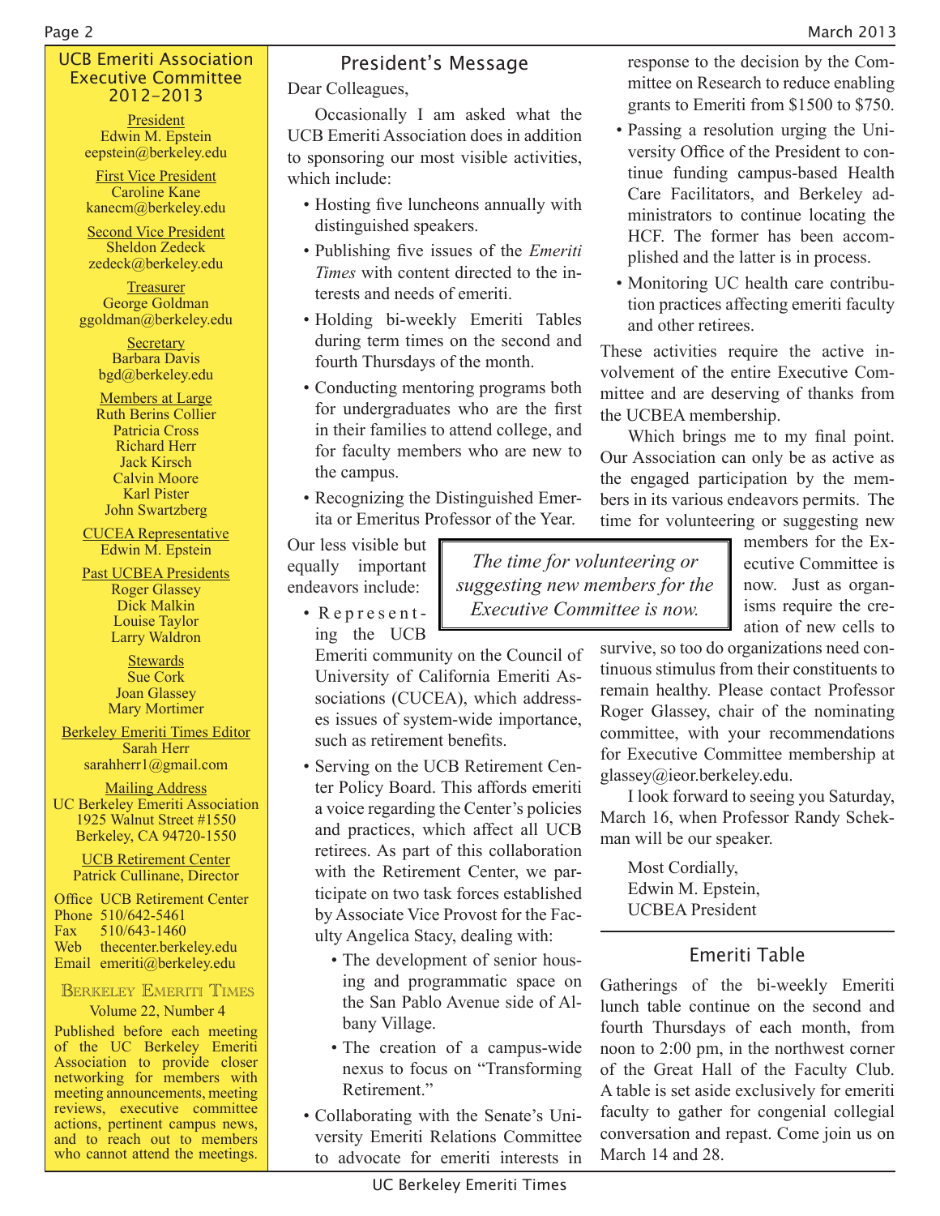## UCB Emeriti Association Executive Committee 2012–2013

President
Edwin M. Epstein
eepstein@berkeley.edu

First Vice President
Caroline Kane
kanecm@berkeley.edu

Second Vice President
Sheldon Zedeck
zedeck@berkeley.edu

Treasurer
George Goldman
ggoldman@berkeley.edu

Secretary
Barbara Davis
bgd@berkeley.edu

Members at Large
Ruth Berins Collier
Patricia Cross
Richard Herr
Jack Kirsch
Calvin Moore
Karl Pister
John Swartzberg

CUCEA Representative
Edwin M. Epstein

Past UCBEA Presidents
Roger Glassey
Dick Malkin
Louise Taylor
Larry Waldron

Stewards
Sue Cork
Joan Glassey
Mary Mortimer

Berkeley Emeriti Times Editor
Sarah Herr
sarahherr1@gmail.com

Mailing Address
UC Berkeley Emeriti Association
1925 Walnut Street #1550
Berkeley, CA 94720-1550

UCB Retirement Center
Patrick Cullinane, Director

Office UCB Retirement Center
Phone 510/642-5461
Fax 510/643-1460
Web thecenter.berkeley.edu
Email emeriti@berkeley.edu

Berkeley Emeriti Times
Volume 22, Number 4

Published before each meeting of the UC Berkeley Emeriti Association to provide closer networking for members with meeting announcements, meeting reviews, executive committee actions, pertinent campus news, and to reach out to members who cannot attend the meetings.

## President's Message

Dear Colleagues,

Occasionally I am asked what the UCB Emeriti Association does in addition to sponsoring our most visible activities, which include:

- Hosting five luncheons annually with distinguished speakers.
- Publishing five issues of the *Emeriti Times* with content directed to the interests and needs of emeriti.
- Holding bi-weekly Emeriti Tables during term times on the second and fourth Thursdays of the month.
- Conducting mentoring programs both for undergraduates who are the first in their families to attend college, and for faculty members who are new to the campus.
- Recognizing the Distinguished Emerita or Emeritus Professor of the Year.

Our less visible but equally important endeavors include:

- Representing the UCB Emeriti community on the Council of University of California Emeriti Associations (CUCEA), which addresses issues of system-wide importance, such as retirement benefits.
- Serving on the UCB Retirement Center Policy Board. This affords emeriti a voice regarding the Center's policies and practices, which affect all UCB retirees. As part of this collaboration with the Retirement Center, we participate on two task forces established by Associate Vice Provost for the Faculty Angelica Stacy, dealing with:
  - The development of senior housing and programmatic space on the San Pablo Avenue side of Albany Village.
  - The creation of a campus-wide nexus to focus on "Transforming Retirement."
- Collaborating with the Senate's University Emeriti Relations Committee to advocate for emeriti interests in response to the decision by the Committee on Research to reduce enabling grants to Emeriti from $1500 to $750.
- Passing a resolution urging the University Office of the President to continue funding campus-based Health Care Facilitators, and Berkeley administrators to continue locating the HCF. The former has been accomplished and the latter is in process.
- Monitoring UC health care contribution practices affecting emeriti faculty and other retirees.

These activities require the active involvement of the entire Executive Committee and are deserving of thanks from the UCBEA membership.

Which brings me to my final point. Our Association can only be as active as the engaged participation by the members in its various endeavors permits. The time for volunteering or suggesting new members for the Executive Committee is now. Just as organisms require the creation of new cells to survive, so too do organizations need continuous stimulus from their constituents to remain healthy. Please contact Professor Roger Glassey, chair of the nominating committee, with your recommendations for Executive Committee membership at glassey@ieor.berkeley.edu.

*The time for volunteering or suggesting new members for the Executive Committee is now.*

I look forward to seeing you Saturday, March 16, when Professor Randy Schekman will be our speaker.

Most Cordially,
Edwin M. Epstein,
UCBEA President

## Emeriti Table

Gatherings of the bi-weekly Emeriti lunch table continue on the second and fourth Thursdays of each month, from noon to 2:00 pm, in the northwest corner of the Great Hall of the Faculty Club. A table is set aside exclusively for emeriti faculty to gather for congenial collegial conversation and repast. Come join us on March 14 and 28.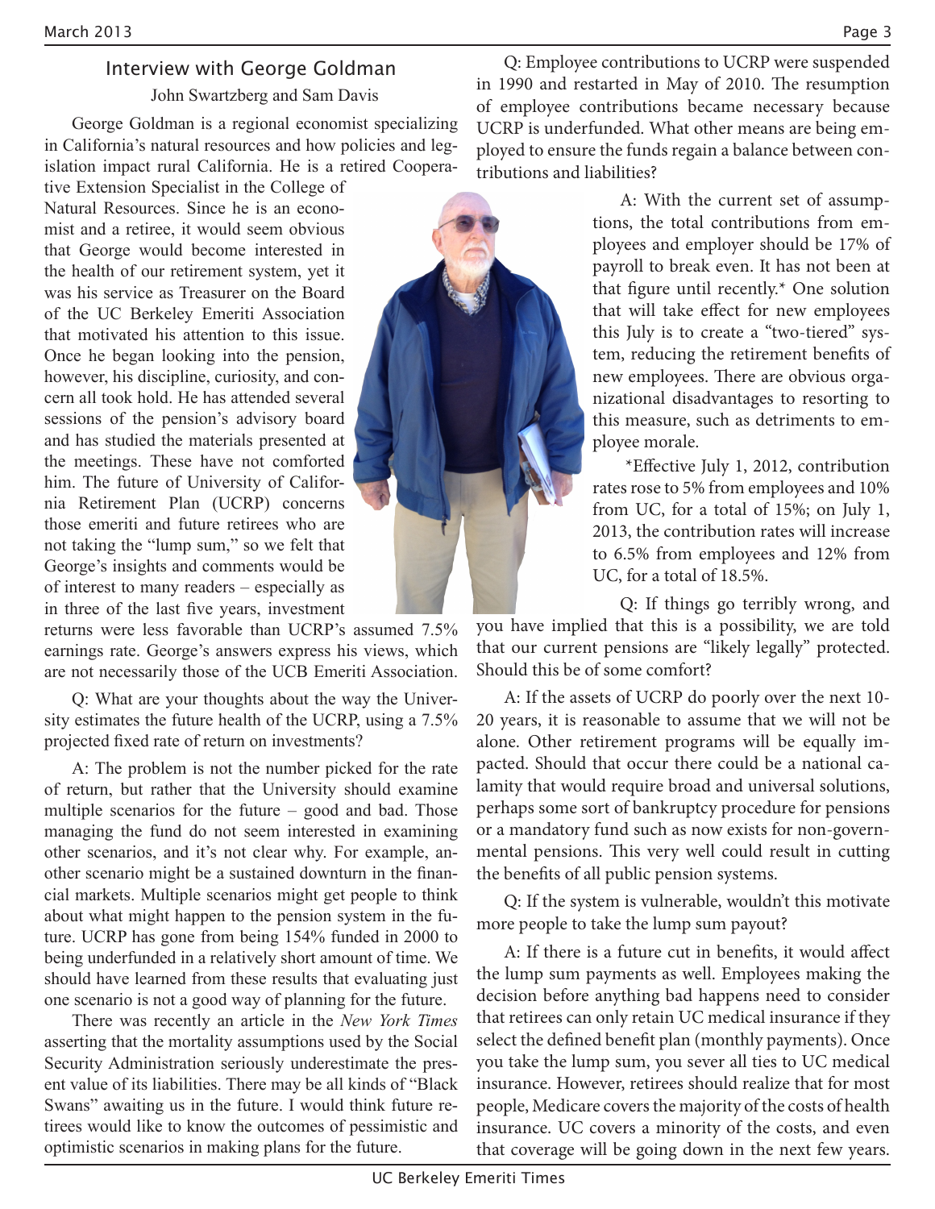## Interview with George Goldman

John Swartzberg and Sam Davis

George Goldman is a regional economist specializing in California's natural resources and how policies and legislation impact rural California. He is a retired Cooperative Extension Specialist in the College of Natural Resources. Since he is an economist and a retiree, it would seem obvious that George would become interested in the health of our retirement system, yet it was his service as Treasurer on the Board of the UC Berkeley Emeriti Association that motivated his attention to this issue. Once he began looking into the pension, however, his discipline, curiosity, and concern all took hold. He has attended several sessions of the pension's advisory board and has studied the materials presented at the meetings. These have not comforted him. The future of University of California Retirement Plan (UCRP) concerns those emeriti and future retirees who are not taking the "lump sum," so we felt that George's insights and comments would be of interest to many readers – especially as in three of the last five years, investment returns were less favorable than UCRP's assumed 7.5% earnings rate. George's answers express his views, which are not necessarily those of the UCB Emeriti Association.

Q: What are your thoughts about the way the University estimates the future health of the UCRP, using a 7.5% projected fixed rate of return on investments?

A: The problem is not the number picked for the rate of return, but rather that the University should examine multiple scenarios for the future – good and bad. Those managing the fund do not seem interested in examining other scenarios, and it's not clear why. For example, another scenario might be a sustained downturn in the financial markets. Multiple scenarios might get people to think about what might happen to the pension system in the future. UCRP has gone from being 154% funded in 2000 to being underfunded in a relatively short amount of time. We should have learned from these results that evaluating just one scenario is not a good way of planning for the future.

There was recently an article in the *New York Times* asserting that the mortality assumptions used by the Social Security Administration seriously underestimate the present value of its liabilities. There may be all kinds of "Black Swans" awaiting us in the future. I would think future retirees would like to know the outcomes of pessimistic and optimistic scenarios in making plans for the future.

Q: Employee contributions to UCRP were suspended in 1990 and restarted in May of 2010. The resumption of employee contributions became necessary because UCRP is underfunded. What other means are being employed to ensure the funds regain a balance between contributions and liabilities?

A: With the current set of assumptions, the total contributions from employees and employer should be 17% of payroll to break even. It has not been at that figure until recently.* One solution that will take effect for new employees this July is to create a "two-tiered" system, reducing the retirement benefits of new employees. There are obvious organizational disadvantages to resorting to this measure, such as detriments to employee morale.

*Effective July 1, 2012, contribution rates rose to 5% from employees and 10% from UC, for a total of 15%; on July 1, 2013, the contribution rates will increase to 6.5% from employees and 12% from UC, for a total of 18.5%.

Q: If things go terribly wrong, and you have implied that this is a possibility, we are told that our current pensions are "likely legally" protected. Should this be of some comfort?

A: If the assets of UCRP do poorly over the next 10-20 years, it is reasonable to assume that we will not be alone. Other retirement programs will be equally impacted. Should that occur there could be a national calamity that would require broad and universal solutions, perhaps some sort of bankruptcy procedure for pensions or a mandatory fund such as now exists for non-governmental pensions. This very well could result in cutting the benefits of all public pension systems.

Q: If the system is vulnerable, wouldn't this motivate more people to take the lump sum payout?

A: If there is a future cut in benefits, it would affect the lump sum payments as well. Employees making the decision before anything bad happens need to consider that retirees can only retain UC medical insurance if they select the defined benefit plan (monthly payments). Once you take the lump sum, you sever all ties to UC medical insurance. However, retirees should realize that for most people, Medicare covers the majority of the costs of health insurance. UC covers a minority of the costs, and even that coverage will be going down in the next few years.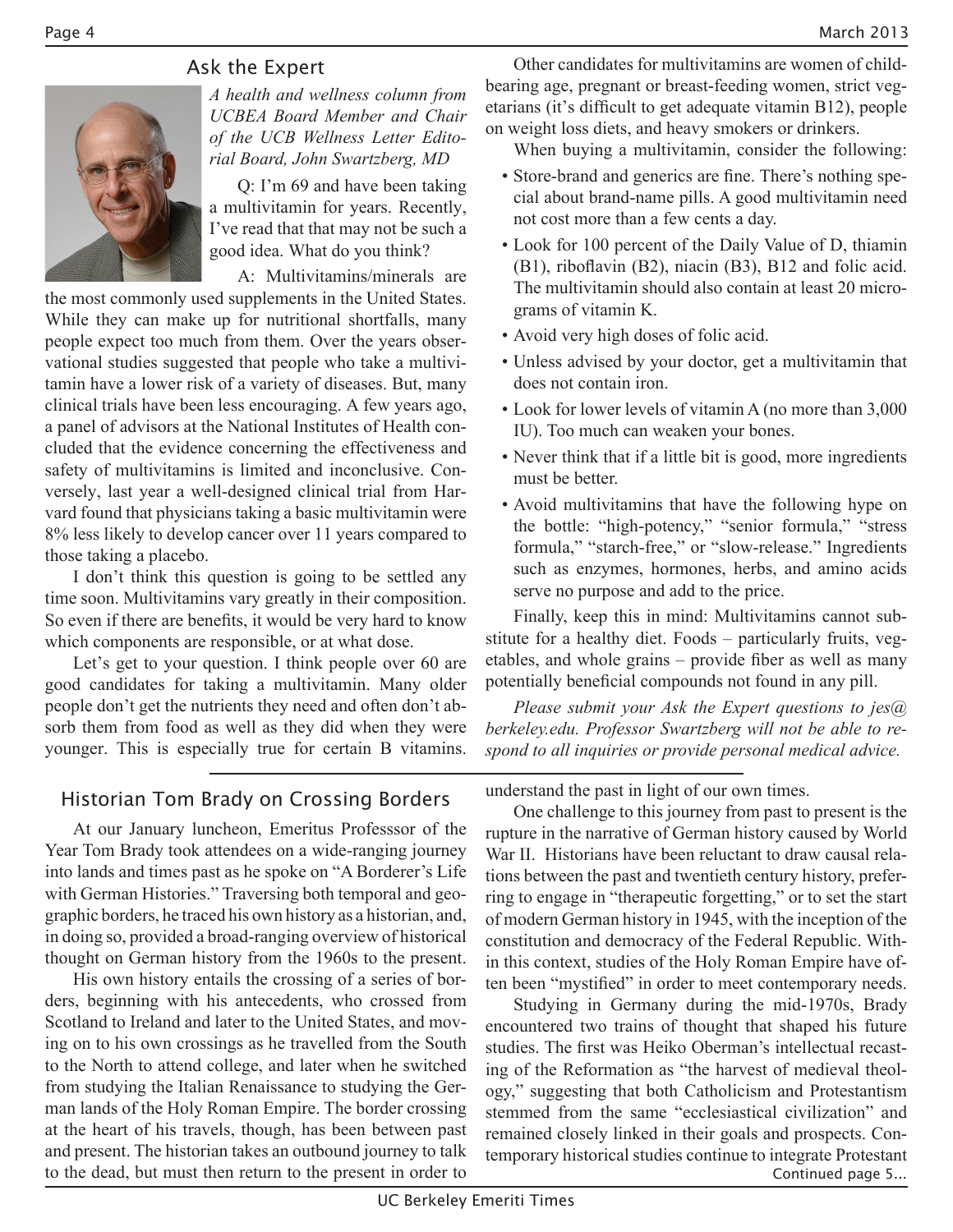## Ask the Expert

*A health and wellness column from UCBEA Board Member and Chair of the UCB Wellness Letter Editorial Board, John Swartzberg, MD*

Q: I'm 69 and have been taking a multivitamin for years. Recently, I've read that that may not be such a good idea. What do you think?

A: Multivitamins/minerals are the most commonly used supplements in the United States. While they can make up for nutritional shortfalls, many people expect too much from them. Over the years observational studies suggested that people who take a multivitamin have a lower risk of a variety of diseases. But, many clinical trials have been less encouraging. A few years ago, a panel of advisors at the National Institutes of Health concluded that the evidence concerning the effectiveness and safety of multivitamins is limited and inconclusive. Conversely, last year a well-designed clinical trial from Harvard found that physicians taking a basic multivitamin were 8% less likely to develop cancer over 11 years compared to those taking a placebo.

I don't think this question is going to be settled any time soon. Multivitamins vary greatly in their composition. So even if there are benefits, it would be very hard to know which components are responsible, or at what dose.

Let's get to your question. I think people over 60 are good candidates for taking a multivitamin. Many older people don't get the nutrients they need and often don't absorb them from food as well as they did when they were younger. This is especially true for certain B vitamins.

Other candidates for multivitamins are women of childbearing age, pregnant or breast-feeding women, strict vegetarians (it's difficult to get adequate vitamin B12), people on weight loss diets, and heavy smokers or drinkers.

When buying a multivitamin, consider the following:

- Store-brand and generics are fine. There's nothing special about brand-name pills. A good multivitamin need not cost more than a few cents a day.
- Look for 100 percent of the Daily Value of D, thiamin (B1), riboflavin (B2), niacin (B3), B12 and folic acid. The multivitamin should also contain at least 20 micrograms of vitamin K.
- Avoid very high doses of folic acid.
- Unless advised by your doctor, get a multivitamin that does not contain iron.
- Look for lower levels of vitamin A (no more than 3,000 IU). Too much can weaken your bones.
- Never think that if a little bit is good, more ingredients must be better.
- Avoid multivitamins that have the following hype on the bottle: "high-potency," "senior formula," "stress formula," "starch-free," or "slow-release." Ingredients such as enzymes, hormones, herbs, and amino acids serve no purpose and add to the price.

Finally, keep this in mind: Multivitamins cannot substitute for a healthy diet. Foods – particularly fruits, vegetables, and whole grains – provide fiber as well as many potentially beneficial compounds not found in any pill.

*Please submit your Ask the Expert questions to jes@berkeley.edu. Professor Swartzberg will not be able to respond to all inquiries or provide personal medical advice.*

## Historian Tom Brady on Crossing Borders

At our January luncheon, Emeritus Professsor of the Year Tom Brady took attendees on a wide-ranging journey into lands and times past as he spoke on "A Borderer's Life with German Histories." Traversing both temporal and geographic borders, he traced his own history as a historian, and, in doing so, provided a broad-ranging overview of historical thought on German history from the 1960s to the present.

His own history entails the crossing of a series of borders, beginning with his antecedents, who crossed from Scotland to Ireland and later to the United States, and moving on to his own crossings as he travelled from the South to the North to attend college, and later when he switched from studying the Italian Renaissance to studying the German lands of the Holy Roman Empire. The border crossing at the heart of his travels, though, has been between past and present. The historian takes an outbound journey to talk to the dead, but must then return to the present in order to understand the past in light of our own times.

One challenge to this journey from past to present is the rupture in the narrative of German history caused by World War II. Historians have been reluctant to draw causal relations between the past and twentieth century history, preferring to engage in "therapeutic forgetting," or to set the start of modern German history in 1945, with the inception of the constitution and democracy of the Federal Republic. Within this context, studies of the Holy Roman Empire have often been "mystified" in order to meet contemporary needs.

Studying in Germany during the mid-1970s, Brady encountered two trains of thought that shaped his future studies. The first was Heiko Oberman's intellectual recasting of the Reformation as "the harvest of medieval theology," suggesting that both Catholicism and Protestantism stemmed from the same "ecclesiastical civilization" and remained closely linked in their goals and prospects. Contemporary historical studies continue to integrate Protestant

Continued page 5...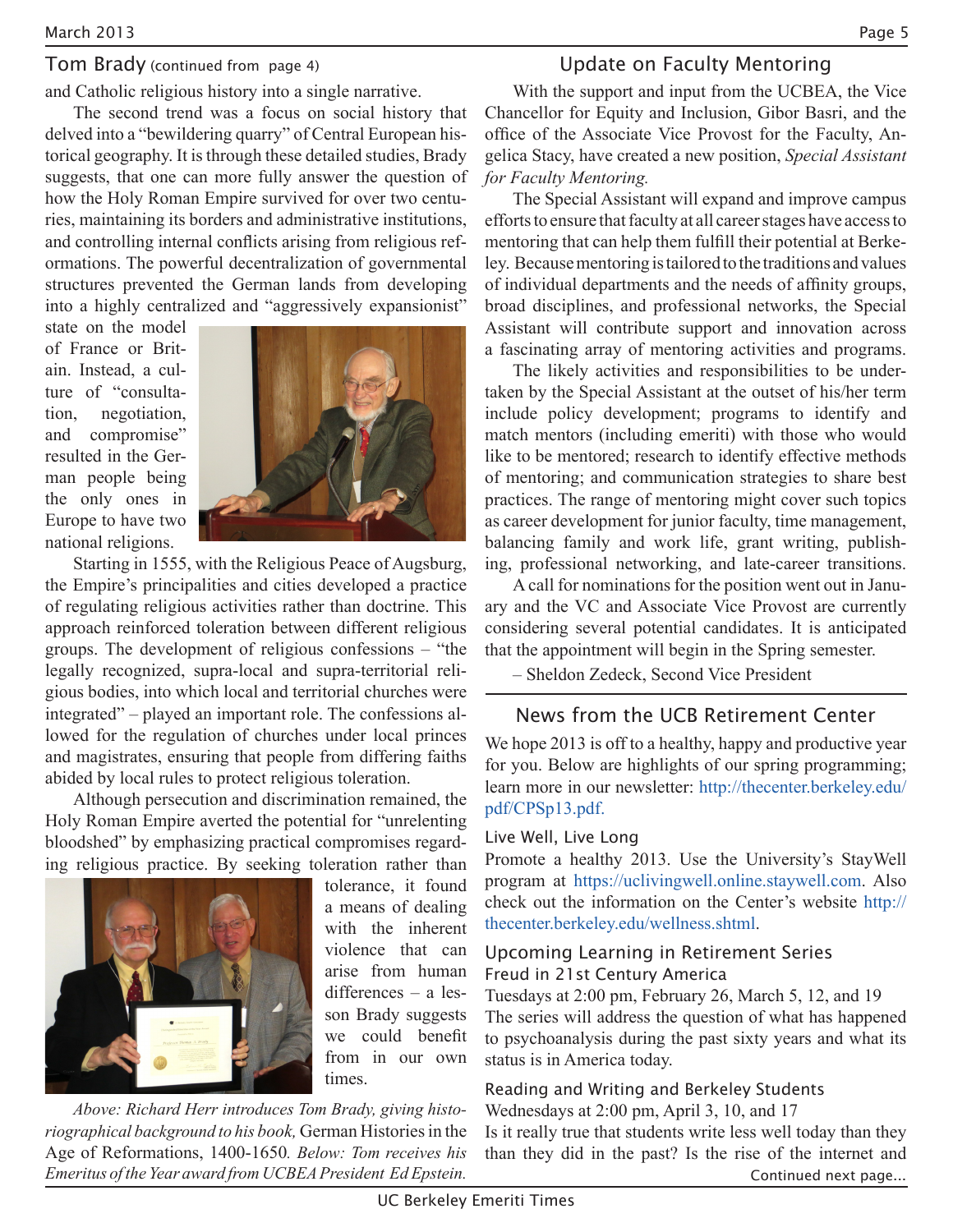## Tom Brady (continued from page 4)

and Catholic religious history into a single narrative.

The second trend was a focus on social history that delved into a "bewildering quarry" of Central European historical geography. It is through these detailed studies, Brady suggests, that one can more fully answer the question of how the Holy Roman Empire survived for over two centuries, maintaining its borders and administrative institutions, and controlling internal conflicts arising from religious reformations. The powerful decentralization of governmental structures prevented the German lands from developing into a highly centralized and "aggressively expansionist" state on the model of France or Britain. Instead, a culture of "consultation, negotiation, and compromise" resulted in the German people being the only ones in Europe to have two national religions.

Starting in 1555, with the Religious Peace of Augsburg, the Empire's principalities and cities developed a practice of regulating religious activities rather than doctrine. This approach reinforced toleration between different religious groups. The development of religious confessions – "the legally recognized, supra-local and supra-territorial religious bodies, into which local and territorial churches were integrated" – played an important role. The confessions allowed for the regulation of churches under local princes and magistrates, ensuring that people from differing faiths abided by local rules to protect religious toleration.

Although persecution and discrimination remained, the Holy Roman Empire averted the potential for "unrelenting bloodshed" by emphasizing practical compromises regarding religious practice. By seeking toleration rather than tolerance, it found a means of dealing with the inherent violence that can arise from human differences – a lesson Brady suggests we could benefit from in our own times.

*Above: Richard Herr introduces Tom Brady, giving historiographical background to his book,* German Histories in the Age of Reformations, 1400-1650*. Below: Tom receives his Emeritus of the Year award from UCBEA President Ed Epstein.*

## Update on Faculty Mentoring

With the support and input from the UCBEA, the Vice Chancellor for Equity and Inclusion, Gibor Basri, and the office of the Associate Vice Provost for the Faculty, Angelica Stacy, have created a new position, *Special Assistant for Faculty Mentoring.*

The Special Assistant will expand and improve campus efforts to ensure that faculty at all career stages have access to mentoring that can help them fulfill their potential at Berkeley. Because mentoring is tailored to the traditions and values of individual departments and the needs of affinity groups, broad disciplines, and professional networks, the Special Assistant will contribute support and innovation across a fascinating array of mentoring activities and programs.

The likely activities and responsibilities to be undertaken by the Special Assistant at the outset of his/her term include policy development; programs to identify and match mentors (including emeriti) with those who would like to be mentored; research to identify effective methods of mentoring; and communication strategies to share best practices. The range of mentoring might cover such topics as career development for junior faculty, time management, balancing family and work life, grant writing, publishing, professional networking, and late-career transitions.

A call for nominations for the position went out in January and the VC and Associate Vice Provost are currently considering several potential candidates. It is anticipated that the appointment will begin in the Spring semester.

– Sheldon Zedeck, Second Vice President

## News from the UCB Retirement Center

We hope 2013 is off to a healthy, happy and productive year for you. Below are highlights of our spring programming; learn more in our newsletter: http://thecenter.berkeley.edu/pdf/CPSp13.pdf.

### Live Well, Live Long

Promote a healthy 2013. Use the University's StayWell program at https://uclivingwell.online.staywell.com. Also check out the information on the Center's website http://thecenter.berkeley.edu/wellness.shtml.

### Upcoming Learning in Retirement Series

#### Freud in 21st Century America

Tuesdays at 2:00 pm, February 26, March 5, 12, and 19

The series will address the question of what has happened to psychoanalysis during the past sixty years and what its status is in America today.

#### Reading and Writing and Berkeley Students

Wednesdays at 2:00 pm, April 3, 10, and 17

Is it really true that students write less well today than they than they did in the past? Is the rise of the internet and

Continued next page...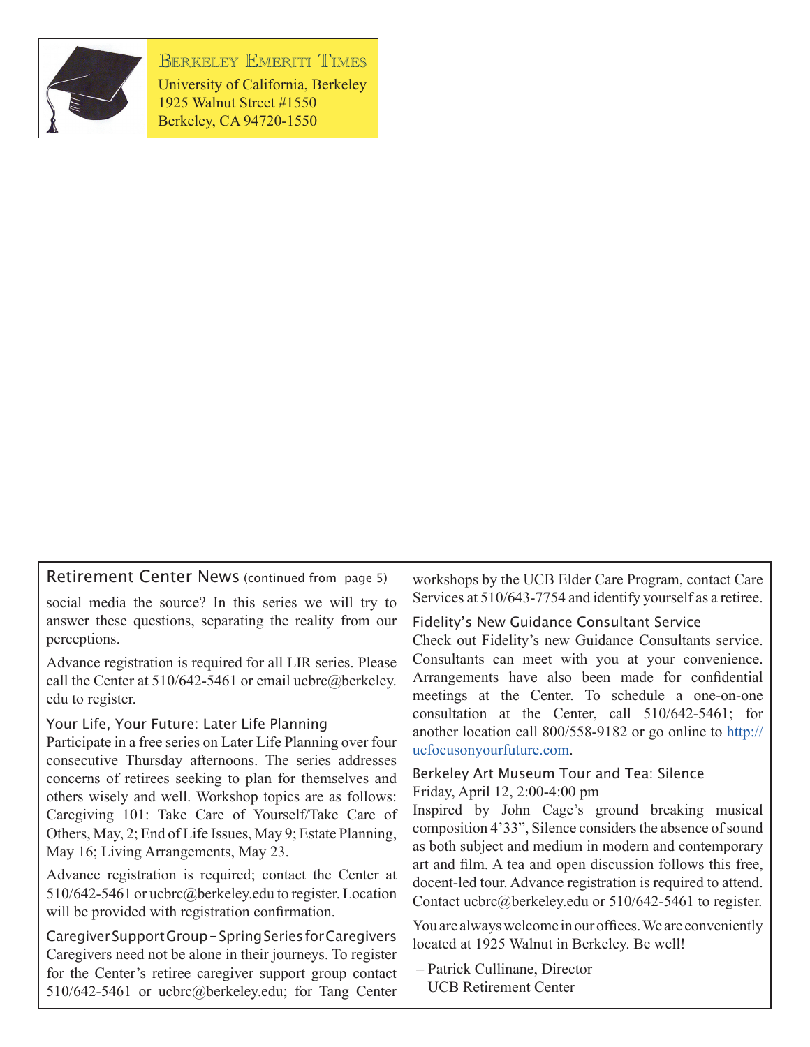Berkeley Emeriti Times
University of California, Berkeley
1925 Walnut Street #1550
Berkeley, CA 94720-1550

## Retirement Center News (continued from page 5)

social media the source? In this series we will try to answer these questions, separating the reality from our perceptions.

Advance registration is required for all LIR series. Please call the Center at 510/642-5461 or email ucbrc@berkeley.edu to register.

### Your Life, Your Future: Later Life Planning

Participate in a free series on Later Life Planning over four consecutive Thursday afternoons. The series addresses concerns of retirees seeking to plan for themselves and others wisely and well. Workshop topics are as follows: Caregiving 101: Take Care of Yourself/Take Care of Others, May, 2; End of Life Issues, May 9; Estate Planning, May 16; Living Arrangements, May 23.

Advance registration is required; contact the Center at 510/642-5461 or ucbrc@berkeley.edu to register. Location will be provided with registration confirmation.

### Caregiver Support Group – Spring Series for Caregivers

Caregivers need not be alone in their journeys. To register for the Center's retiree caregiver support group contact 510/642-5461 or ucbrc@berkeley.edu; for Tang Center workshops by the UCB Elder Care Program, contact Care Services at 510/643-7754 and identify yourself as a retiree.

### Fidelity's New Guidance Consultant Service

Check out Fidelity's new Guidance Consultants service. Consultants can meet with you at your convenience. Arrangements have also been made for confidential meetings at the Center. To schedule a one-on-one consultation at the Center, call 510/642-5461; for another location call 800/558-9182 or go online to http://ucfocusonyourfuture.com.

### Berkeley Art Museum Tour and Tea: Silence

Friday, April 12, 2:00-4:00 pm

Inspired by John Cage's ground breaking musical composition 4'33", Silence considers the absence of sound as both subject and medium in modern and contemporary art and film. A tea and open discussion follows this free, docent-led tour. Advance registration is required to attend. Contact ucbrc@berkeley.edu or 510/642-5461 to register.

You are always welcome in our offices. We are conveniently located at 1925 Walnut in Berkeley. Be well!

– Patrick Cullinane, Director
UCB Retirement Center